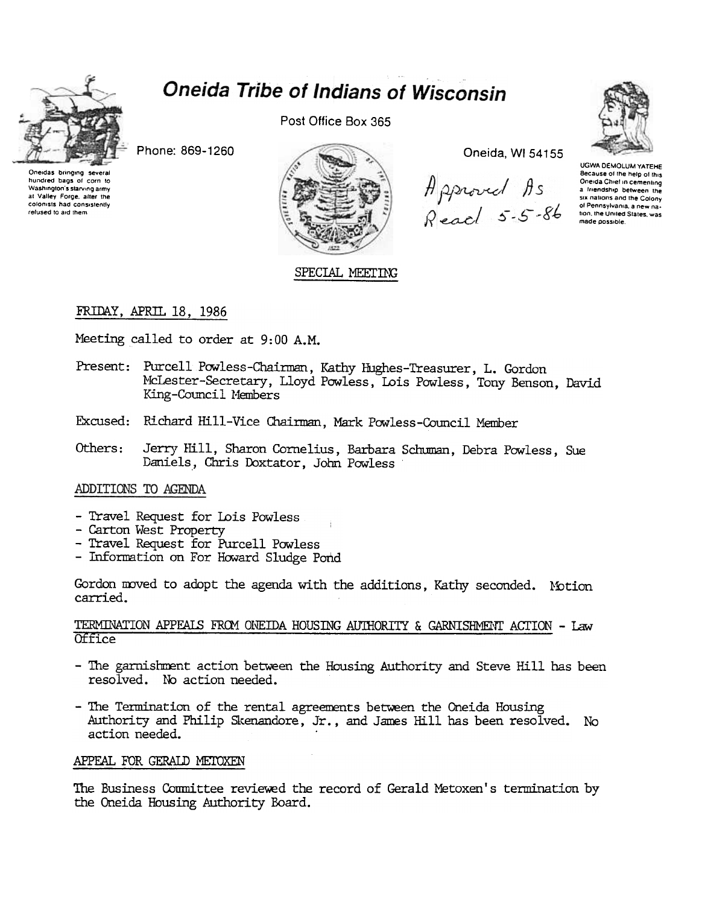# Oneida Tribe of Indians of Wisconsin

Post Office Box 365

Phone: 869-1260

Oneida, WI 54155

Oneidas bringing several hundred bags of corn to Washington's starving army at Valley Forge, after the colonists had consistently refused to aid them

UGWA DEMOLUM YATEHE Because of the help of this Oneida Chief in cementing a friendship between the six nations and the Colony of Pennsylvania, a new nation, the United States, was made possible.

*Approved As Read 5-5-86*

SPECIAL MEETING

FRIDAY, APRIL 18, 1986

Meeting called to order at 9:00 A.M.

Present: Purcell Powless-Chairman, Kathy Hughes-Treasurer, L. Gordon McLester-Secretary, Lloyd Powless, Lois Powless, Tony Benson, David King-Council Members

Excused: Richard Hill-Vice Chairman, Mark Powless-Council Member

Others: Jerry Hill, Sharon Cornelius, Barbara Schuman, Debra Powless, Sue Daniels, Chris Doxtator, John Powless

## ADDITIONS TO AGENDA

- Travel Request for Lois Powless
- Carton West Property
- Travel Request for Purcell Powless
- Information on For Howard Sludge Pond

Gordon moved to adopt the agenda with the additions, Kathy seconded. Motion carried.

## TERMINATION APPEALS FROM ONEIDA HOUSING AUTHORITY & GARNISHMENT ACTION - Law Office

- The garnishment action between the Housing Authority and Steve Hill has been resolved. No action needed.
- The Termination of the rental agreements between the Oneida Housing Authority and Philip Skenandore, Jr., and James Hill has been resolved. No action needed.

## APPEAL FOR GERALD METOXEN

The Business Committee reviewed the record of Gerald Metoxen's termination by the Oneida Housing Authority Board.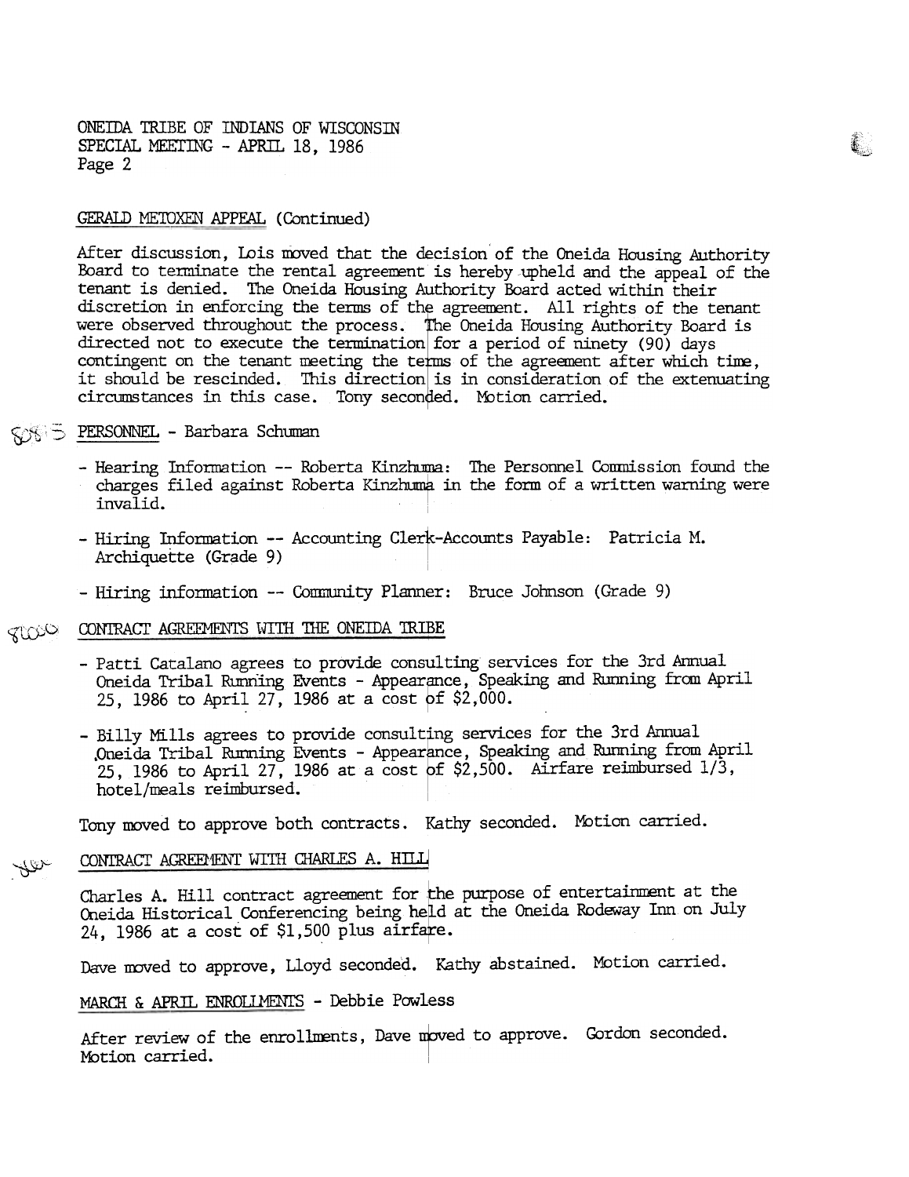ONEIDA TRIBE OF INDIANS OF WISCONSIN
SPECIAL MEETING - APRIL 18, 1986
Page 2

GERALD METOXEN APPEAL (Continued)

After discussion, Lois moved that the decision of the Oneida Housing Authority Board to terminate the rental agreement is hereby upheld and the appeal of the tenant is denied. The Oneida Housing Authority Board acted within their discretion in enforcing the terms of the agreement. All rights of the tenant were observed throughout the process. The Oneida Housing Authority Board is directed not to execute the termination for a period of ninety (90) days contingent on the tenant meeting the terms of the agreement after which time, it should be rescinded. This direction is in consideration of the extenuating circumstances in this case. Tony seconded. Motion carried.

PERSONNEL - Barbara Schuman

- Hearing Information -- Roberta Kinzhuma: The Personnel Commission found the charges filed against Roberta Kinzhuma in the form of a written warning were invalid.
- Hiring Information -- Accounting Clerk-Accounts Payable: Patricia M. Archiquette (Grade 9)
- Hiring information -- Community Planner: Bruce Johnson (Grade 9)

CONTRACT AGREEMENTS WITH THE ONEIDA TRIBE

- Patti Catalano agrees to provide consulting services for the 3rd Annual Oneida Tribal Running Events - Appearance, Speaking and Running from April 25, 1986 to April 27, 1986 at a cost of $2,000.
- Billy Mills agrees to provide consulting services for the 3rd Annual Oneida Tribal Running Events - Appearance, Speaking and Running from April 25, 1986 to April 27, 1986 at a cost of $2,500. Airfare reimbursed 1/3, hotel/meals reimbursed.

Tony moved to approve both contracts. Kathy seconded. Motion carried.

CONTRACT AGREEMENT WITH CHARLES A. HILL

Charles A. Hill contract agreement for the purpose of entertainment at the Oneida Historical Conferencing being held at the Oneida Rodeway Inn on July 24, 1986 at a cost of $1,500 plus airfare.

Dave moved to approve, Lloyd seconded. Kathy abstained. Motion carried.

MARCH & APRIL ENROLLMENTS - Debbie Powless

After review of the enrollments, Dave moved to approve. Gordon seconded. Motion carried.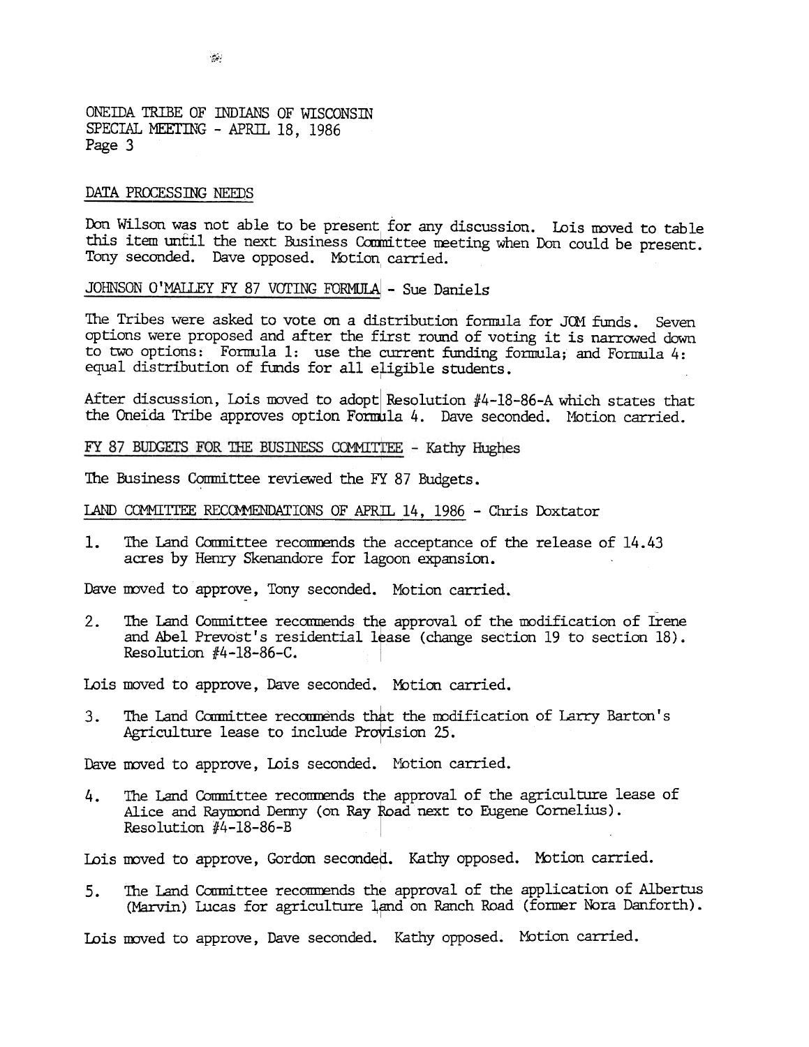ONEIDA TRIBE OF INDIANS OF WISCONSIN
SPECIAL MEETING - APRIL 18, 1986

DATA PROCESSING NEEDS

Don Wilson was not able to be present for any discussion. Lois moved to table this item until the next Business Committee meeting when Don could be present. Tony seconded. Dave opposed. Motion carried.

JOHNSON O'MALLEY FY 87 VOTING FORMULA - Sue Daniels

The Tribes were asked to vote on a distribution formula for JOM funds. Seven options were proposed and after the first round of voting it is narrowed down to two options: Formula 1: use the current funding formula; and Formula 4: equal distribution of funds for all eligible students.

After discussion, Lois moved to adopt Resolution #4-18-86-A which states that the Oneida Tribe approves option Formula 4. Dave seconded. Motion carried.

FY 87 BUDGETS FOR THE BUSINESS COMMITTEE - Kathy Hughes

The Business Committee reviewed the FY 87 Budgets.

LAND COMMITTEE RECOMMENDATIONS OF APRIL 14, 1986 - Chris Doxtator

1. The Land Committee recommends the acceptance of the release of 14.43 acres by Henry Skenandore for lagoon expansion.

Dave moved to approve, Tony seconded. Motion carried.

2. The Land Committee recommends the approval of the modification of Irene and Abel Prevost's residential lease (change section 19 to section 18). Resolution #4-18-86-C.

Lois moved to approve, Dave seconded. Motion carried.

3. The Land Committee recommends that the modification of Larry Barton's Agriculture lease to include Provision 25.

Dave moved to approve, Lois seconded. Motion carried.

4. The Land Committee recommends the approval of the agriculture lease of Alice and Raymond Denny (on Ray Road next to Eugene Cornelius). Resolution #4-18-86-B

Lois moved to approve, Gordon seconded. Kathy opposed. Motion carried.

5. The Land Committee recommends the approval of the application of Albertus (Marvin) Lucas for agriculture land on Ranch Road (former Nora Danforth).

Lois moved to approve, Dave seconded. Kathy opposed. Motion carried.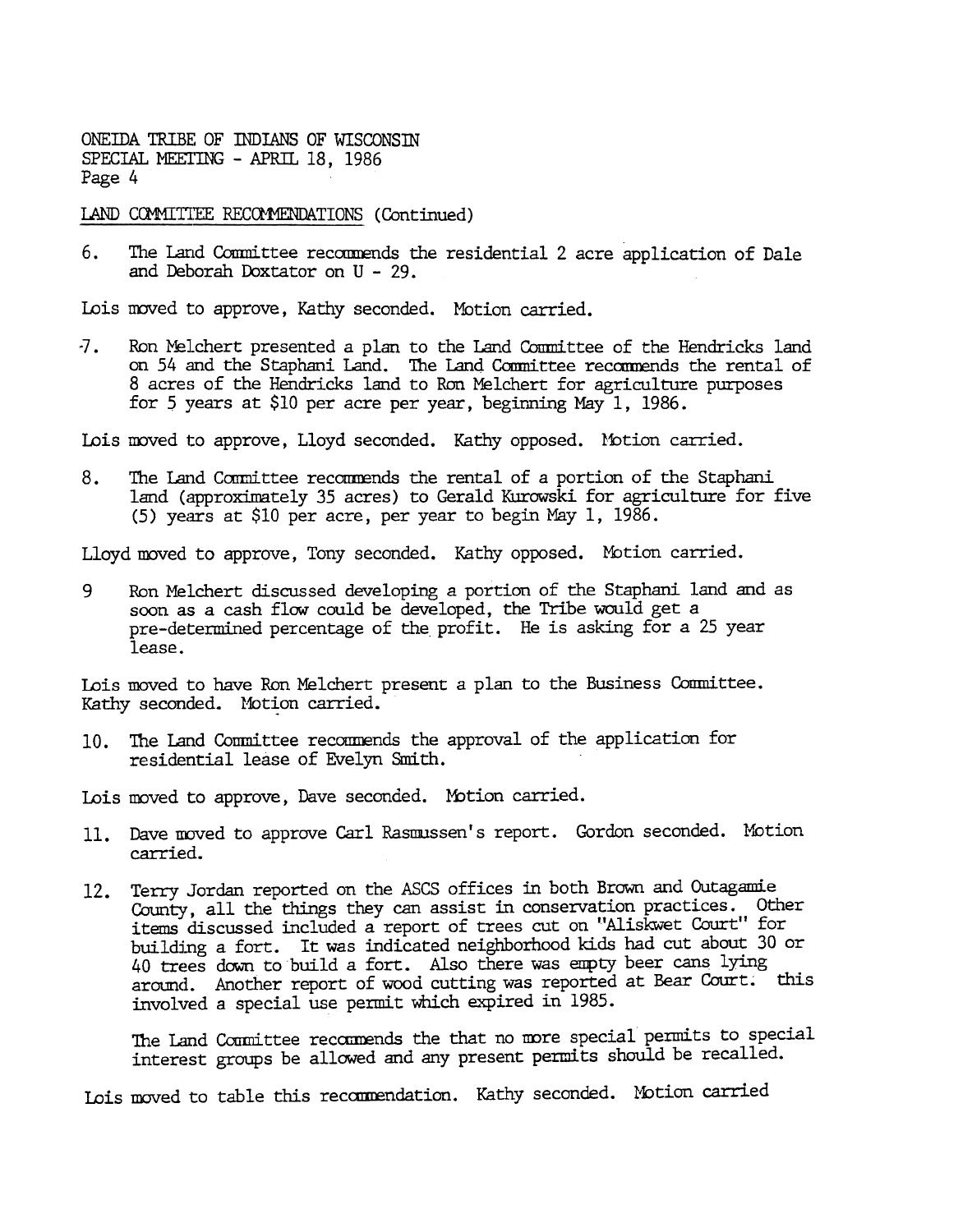ONEIDA TRIBE OF INDIANS OF WISCONSIN
SPECIAL MEETING - APRIL 18, 1986

LAND COMMITTEE RECOMMENDATIONS (Continued)

6. The Land Committee recommends the residential 2 acre application of Dale and Deborah Doxtator on U - 29.

Lois moved to approve, Kathy seconded. Motion carried.

7. Ron Melchert presented a plan to the Land Committee of the Hendricks land on 54 and the Staphani Land. The Land Committee recommends the rental of 8 acres of the Hendricks land to Ron Melchert for agriculture purposes for 5 years at $10 per acre per year, beginning May 1, 1986.

Lois moved to approve, Lloyd seconded. Kathy opposed. Motion carried.

8. The Land Committee recommends the rental of a portion of the Staphani land (approximately 35 acres) to Gerald Kurowski for agriculture for five (5) years at $10 per acre, per year to begin May 1, 1986.

Lloyd moved to approve, Tony seconded. Kathy opposed. Motion carried.

9 Ron Melchert discussed developing a portion of the Staphani land and as soon as a cash flow could be developed, the Tribe would get a pre-determined percentage of the profit. He is asking for a 25 year lease.

Lois moved to have Ron Melchert present a plan to the Business Committee. Kathy seconded. Motion carried.

10. The Land Committee recommends the approval of the application for residential lease of Evelyn Smith.

Lois moved to approve, Dave seconded. Motion carried.

11. Dave moved to approve Carl Rasmussen's report. Gordon seconded. Motion carried.

12. Terry Jordan reported on the ASCS offices in both Brown and Outagamie County, all the things they can assist in conservation practices. Other items discussed included a report of trees cut on "Aliskwet Court" for building a fort. It was indicated neighborhood kids had cut about 30 or 40 trees down to build a fort. Also there was empty beer cans lying around. Another report of wood cutting was reported at Bear Court. this involved a special use permit which expired in 1985.

    The Land Committee recommends the that no more special permits to special interest groups be allowed and any present permits should be recalled.

Lois moved to table this recommendation. Kathy seconded. Motion carried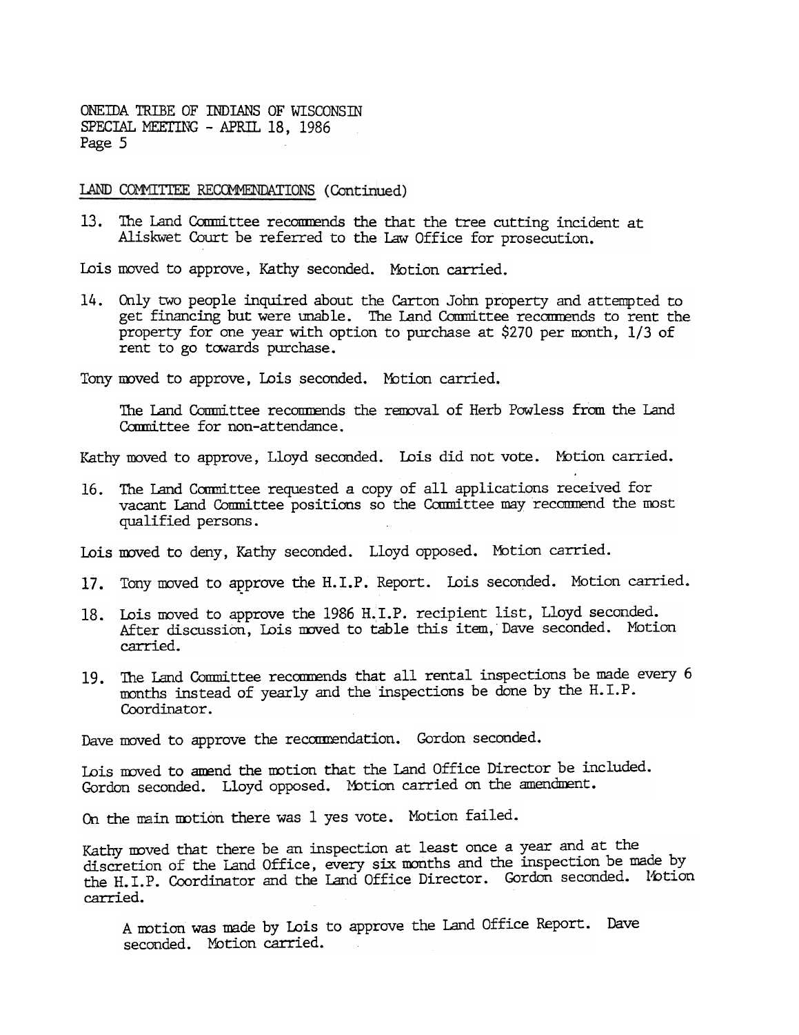ONEIDA TRIBE OF INDIANS OF WISCONSIN
SPECIAL MEETING - APRIL 18, 1986
Page 5

LAND COMMITTEE RECOMMENDATIONS (Continued)

13. The Land Committee recommends the that the tree cutting incident at Aliskwet Court be referred to the Law Office for prosecution.

Lois moved to approve, Kathy seconded. Motion carried.

14. Only two people inquired about the Carton John property and attempted to get financing but were unable. The Land Committee recommends to rent the property for one year with option to purchase at $270 per month, 1/3 of rent to go towards purchase.

Tony moved to approve, Lois seconded. Motion carried.

The Land Committee recommends the removal of Herb Powless from the Land Committee for non-attendance.

Kathy moved to approve, Lloyd seconded. Lois did not vote. Motion carried.

16. The Land Committee requested a copy of all applications received for vacant Land Committee positions so the Committee may recommend the most qualified persons.

Lois moved to deny, Kathy seconded. Lloyd opposed. Motion carried.

17. Tony moved to approve the H.I.P. Report. Lois seconded. Motion carried.

18. Lois moved to approve the 1986 H.I.P. recipient list, Lloyd seconded. After discussion, Lois moved to table this item, Dave seconded. Motion carried.

19. The Land Committee recommends that all rental inspections be made every 6 months instead of yearly and the inspections be done by the H.I.P. Coordinator.

Dave moved to approve the recommendation. Gordon seconded.

Lois moved to amend the motion that the Land Office Director be included. Gordon seconded. Lloyd opposed. Motion carried on the amendment.

On the main motion there was 1 yes vote. Motion failed.

Kathy moved that there be an inspection at least once a year and at the discretion of the Land Office, every six months and the inspection be made by the H.I.P. Coordinator and the Land Office Director. Gordon seconded. Motion carried.

A motion was made by Lois to approve the Land Office Report. Dave seconded. Motion carried.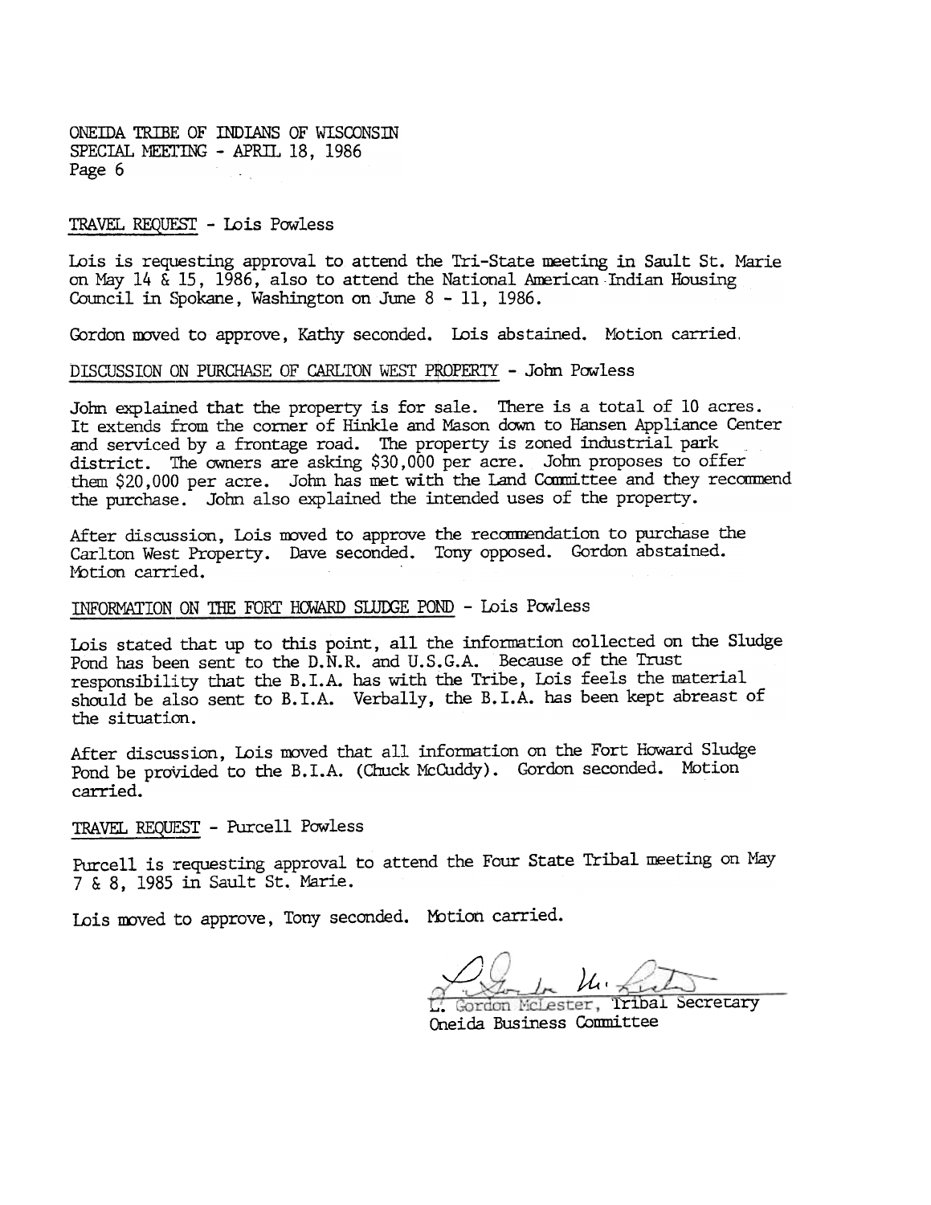ONEIDA TRIBE OF INDIANS OF WISCONSIN
SPECIAL MEETING - APRIL 18, 1986
Page 6

TRAVEL REQUEST - Lois Powless

Lois is requesting approval to attend the Tri-State meeting in Sault St. Marie on May 14 & 15, 1986, also to attend the National American Indian Housing Council in Spokane, Washington on June 8 - 11, 1986.

Gordon moved to approve, Kathy seconded. Lois abstained. Motion carried.

DISCUSSION ON PURCHASE OF CARLTON WEST PROPERTY - John Powless

John explained that the property is for sale. There is a total of 10 acres. It extends from the corner of Hinkle and Mason down to Hansen Appliance Center and serviced by a frontage road. The property is zoned industrial park district. The owners are asking $30,000 per acre. John proposes to offer them $20,000 per acre. John has met with the Land Committee and they recommend the purchase. John also explained the intended uses of the property.

After discussion, Lois moved to approve the recommendation to purchase the Carlton West Property. Dave seconded. Tony opposed. Gordon abstained. Motion carried.

INFORMATION ON THE FORT HOWARD SLUDGE POND - Lois Powless

Lois stated that up to this point, all the information collected on the Sludge Pond has been sent to the D.N.R. and U.S.G.A. Because of the Trust responsibility that the B.I.A. has with the Tribe, Lois feels the material should be also sent to B.I.A. Verbally, the B.I.A. has been kept abreast of the situation.

After discussion, Lois moved that all information on the Fort Howard Sludge Pond be provided to the B.I.A. (Chuck McCuddy). Gordon seconded. Motion carried.

TRAVEL REQUEST - Purcell Powless

Purcell is requesting approval to attend the Four State Tribal meeting on May 7 & 8, 1985 in Sault St. Marie.

Lois moved to approve, Tony seconded. Motion carried.

L. Gordon McLester, Tribal Secretary
Oneida Business Committee